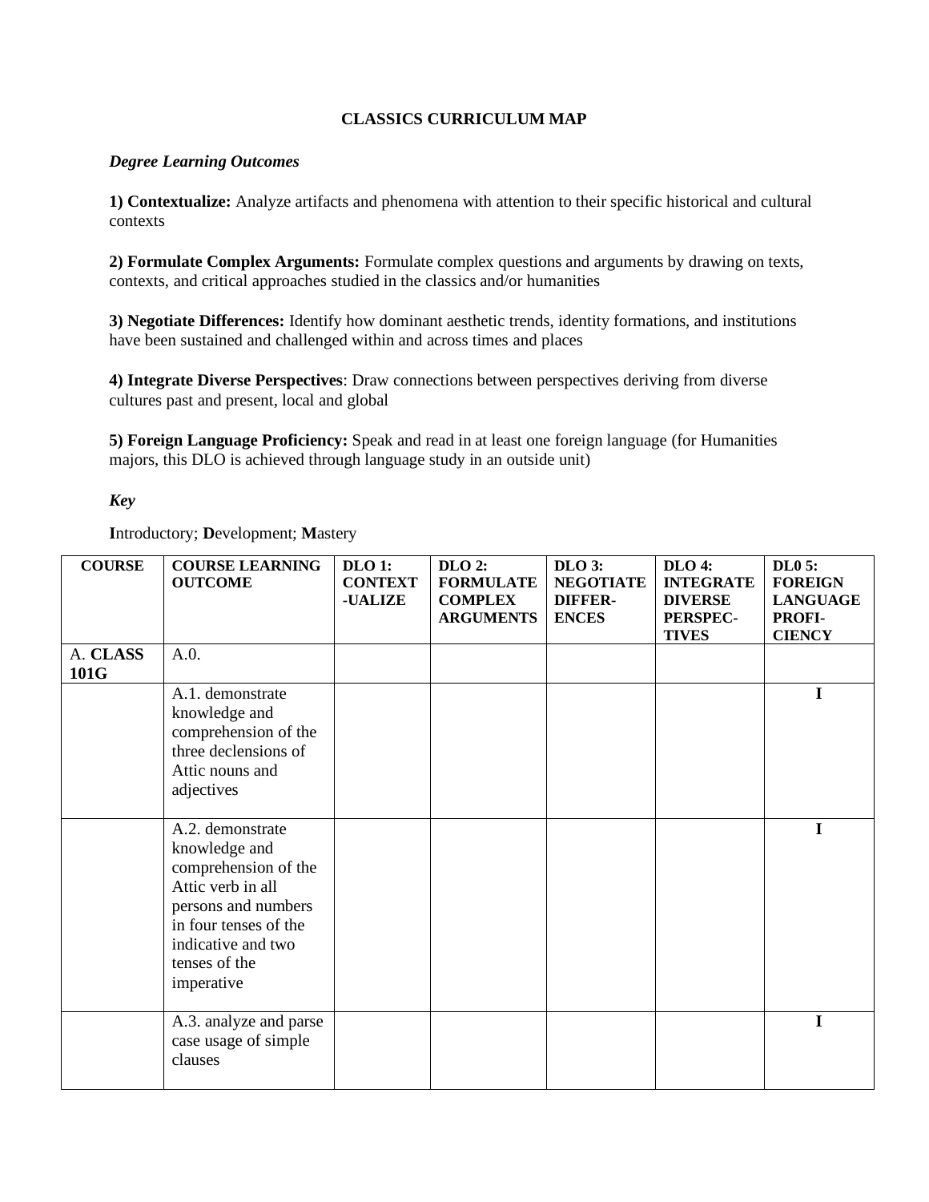**CLASSICS CURRICULUM MAP**

***Degree Learning Outcomes***

**1) Contextualize:** Analyze artifacts and phenomena with attention to their specific historical and cultural contexts

**2) Formulate Complex Arguments:** Formulate complex questions and arguments by drawing on texts, contexts, and critical approaches studied in the classics and/or humanities

**3) Negotiate Differences:** Identify how dominant aesthetic trends, identity formations, and institutions have been sustained and challenged within and across times and places

**4) Integrate Diverse Perspectives**: Draw connections between perspectives deriving from diverse cultures past and present, local and global

**5) Foreign Language Proficiency:** Speak and read in at least one foreign language (for Humanities majors, this DLO is achieved through language study in an outside unit)

***Key***

**I**ntroductory; **D**evelopment; **M**astery

| COURSE | COURSE LEARNING OUTCOME | DLO 1: CONTEXT-UALIZE | DLO 2: FORMULATE COMPLEX ARGUMENTS | DLO 3: NEGOTIATE DIFFER-ENCES | DLO 4: INTEGRATE DIVERSE PERSPEC-TIVES | DL0 5: FOREIGN LANGUAGE PROFI-CIENCY |
|---|---|---|---|---|---|---|
| A. **CLASS 101G** | A.0. | | | | | |
| | A.1. demonstrate knowledge and comprehension of the three declensions of Attic nouns and adjectives | | | | | **I** |
| | A.2. demonstrate knowledge and comprehension of the Attic verb in all persons and numbers in four tenses of the indicative and two tenses of the imperative | | | | | **I** |
| | A.3. analyze and parse case usage of simple clauses | | | | | **I** |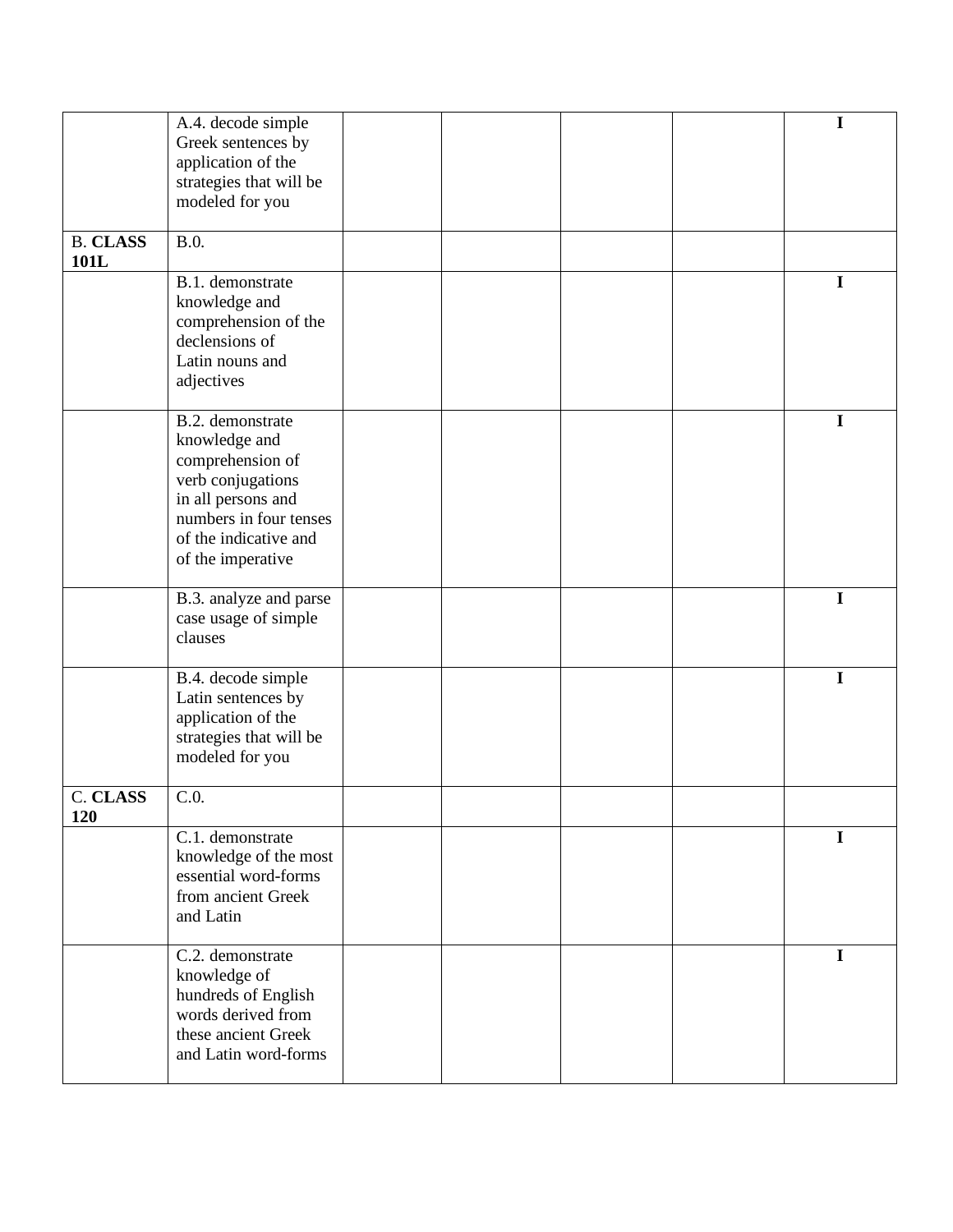| | | | | | | |
|---|---|---|---|---|---|---|
| | A.4. decode simple Greek sentences by application of the strategies that will be modeled for you | | | | | **I** |
| B. **CLASS 101L** | B.0. | | | | | |
| | B.1. demonstrate knowledge and comprehension of the declensions of Latin nouns and adjectives | | | | | **I** |
| | B.2. demonstrate knowledge and comprehension of verb conjugations in all persons and numbers in four tenses of the indicative and of the imperative | | | | | **I** |
| | B.3. analyze and parse case usage of simple clauses | | | | | **I** |
| | B.4. decode simple Latin sentences by application of the strategies that will be modeled for you | | | | | **I** |
| C. **CLASS 120** | C.0. | | | | | |
| | C.1. demonstrate knowledge of the most essential word-forms from ancient Greek and Latin | | | | | **I** |
| | C.2. demonstrate knowledge of hundreds of English words derived from these ancient Greek and Latin word-forms | | | | | **I** |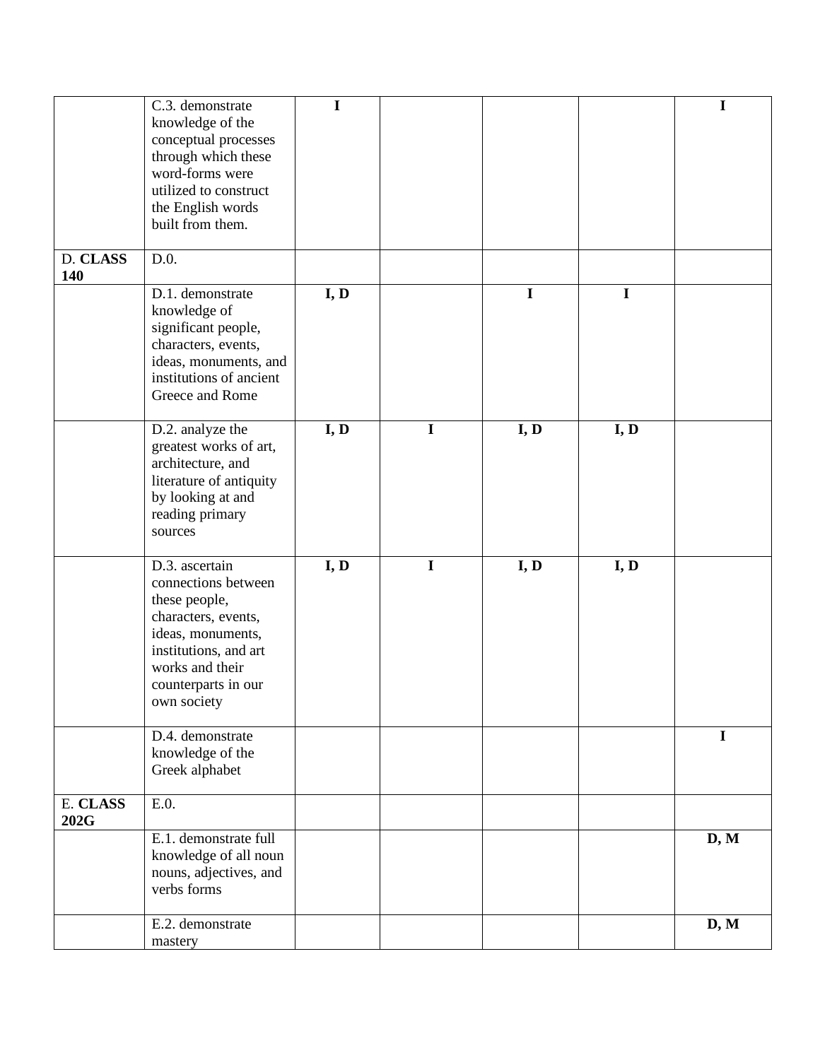| | | | | | | |
|---|---|---|---|---|---|---|
| | C.3. demonstrate knowledge of the conceptual processes through which these word-forms were utilized to construct the English words built from them. | **I** | | | | **I** |
| D. **CLASS 140** | D.0. | | | | | |
| | D.1. demonstrate knowledge of significant people, characters, events, ideas, monuments, and institutions of ancient Greece and Rome | **I, D** | | **I** | **I** | |
| | D.2. analyze the greatest works of art, architecture, and literature of antiquity by looking at and reading primary sources | **I, D** | **I** | **I, D** | **I, D** | |
| | D.3. ascertain connections between these people, characters, events, ideas, monuments, institutions, and art works and their counterparts in our own society | **I, D** | **I** | **I, D** | **I, D** | |
| | D.4. demonstrate knowledge of the Greek alphabet | | | | | **I** |
| E. **CLASS 202G** | E.0. | | | | | |
| | E.1. demonstrate full knowledge of all noun nouns, adjectives, and verbs forms | | | | | **D, M** |
| | E.2. demonstrate mastery | | | | | **D, M** |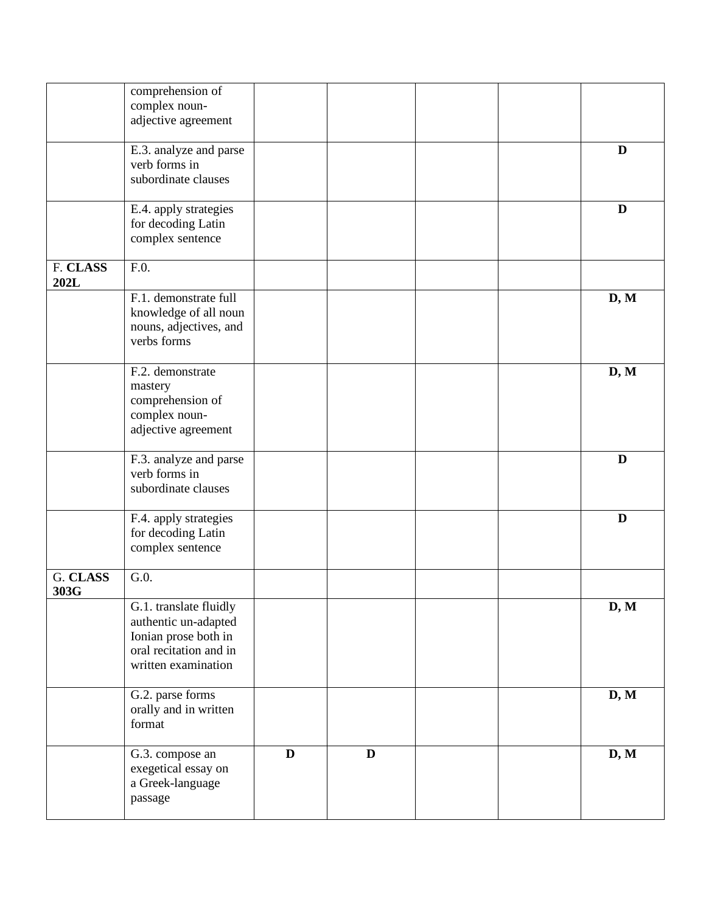| | | | | | | |
|---|---|---|---|---|---|---|
| | comprehension of complex noun-adjective agreement | | | | | |
| | E.3. analyze and parse verb forms in subordinate clauses | | | | | **D** |
| | E.4. apply strategies for decoding Latin complex sentence | | | | | **D** |
| F. **CLASS 202L** | F.0. | | | | | |
| | F.1. demonstrate full knowledge of all noun nouns, adjectives, and verbs forms | | | | | **D, M** |
| | F.2. demonstrate mastery comprehension of complex noun-adjective agreement | | | | | **D, M** |
| | F.3. analyze and parse verb forms in subordinate clauses | | | | | **D** |
| | F.4. apply strategies for decoding Latin complex sentence | | | | | **D** |
| G. **CLASS 303G** | G.0. | | | | | |
| | G.1. translate fluidly authentic un-adapted Ionian prose both in oral recitation and in written examination | | | | | **D, M** |
| | G.2. parse forms orally and in written format | | | | | **D, M** |
| | G.3. compose an exegetical essay on a Greek-language passage | **D** | **D** | | | **D, M** |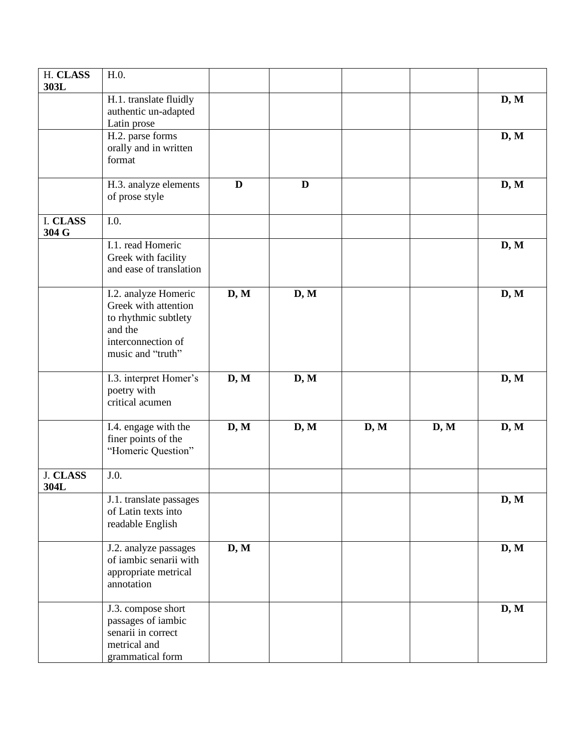| H. **CLASS 303L** | H.0. | | | | | |
|---|---|---|---|---|---|---|
| | H.1. translate fluidly authentic un-adapted Latin prose | | | | | **D, M** |
| | H.2. parse forms orally and in written format | | | | | **D, M** |
| | H.3. analyze elements of prose style | **D** | **D** | | | **D, M** |
| I. **CLASS 304 G** | I.0. | | | | | |
| | I.1. read Homeric Greek with facility and ease of translation | | | | | **D, M** |
| | I.2. analyze Homeric Greek with attention to rhythmic subtlety and the interconnection of music and "truth" | **D, M** | **D, M** | | | **D, M** |
| | I.3. interpret Homer's poetry with critical acumen | **D, M** | **D, M** | | | **D, M** |
| | I.4. engage with the finer points of the "Homeric Question" | **D, M** | **D, M** | **D, M** | **D, M** | **D, M** |
| J. **CLASS 304L** | J.0. | | | | | |
| | J.1. translate passages of Latin texts into readable English | | | | | **D, M** |
| | J.2. analyze passages of iambic senarii with appropriate metrical annotation | **D, M** | | | | **D, M** |
| | J.3. compose short passages of iambic senarii in correct metrical and grammatical form | | | | | **D, M** |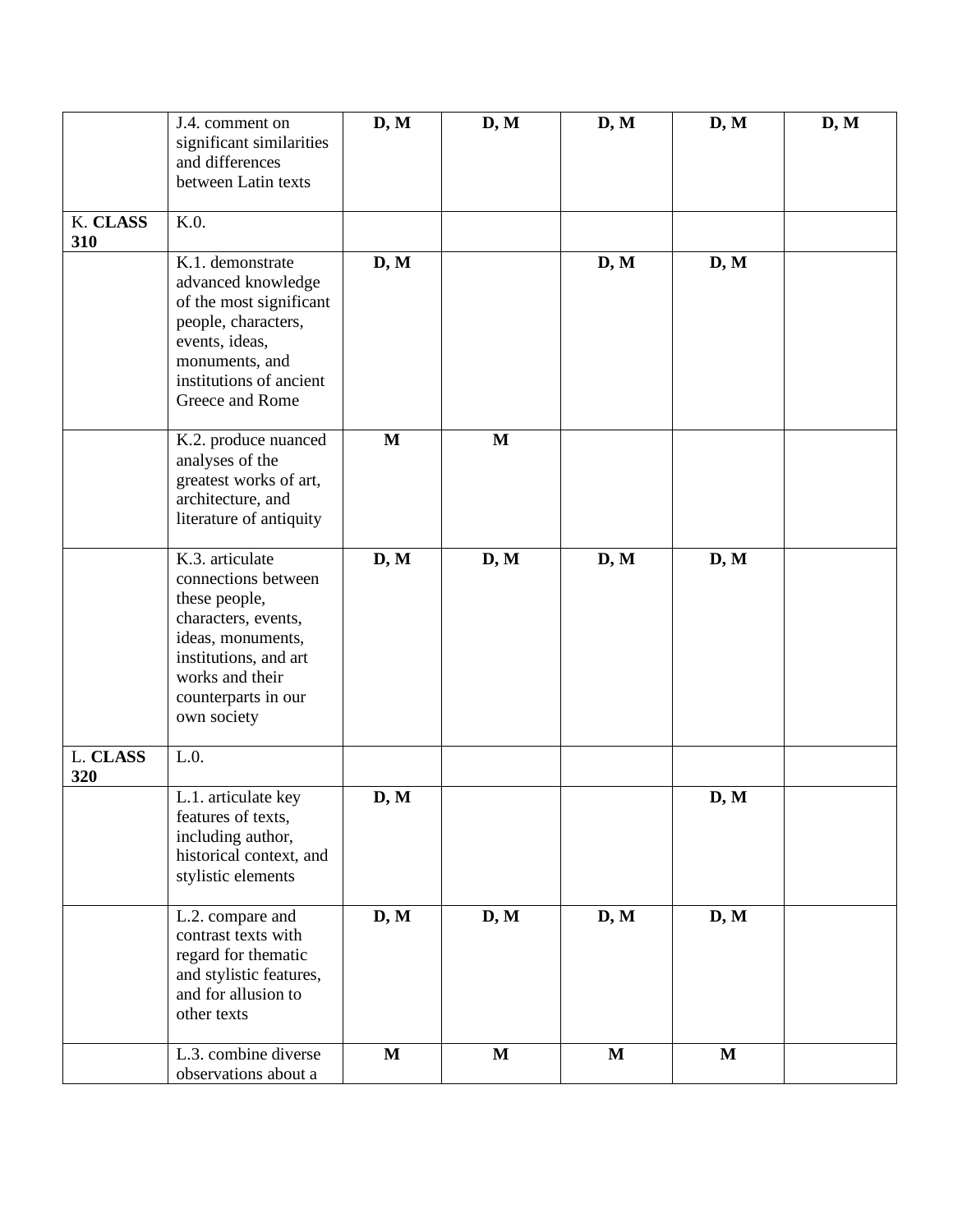| | | | | | | |
|---|---|---|---|---|---|---|
| | J.4. comment on significant similarities and differences between Latin texts | **D, M** | **D, M** | **D, M** | **D, M** | **D, M** |
| K. **CLASS 310** | K.0. | | | | | |
| | K.1. demonstrate advanced knowledge of the most significant people, characters, events, ideas, monuments, and institutions of ancient Greece and Rome | **D, M** | | **D, M** | **D, M** | |
| | K.2. produce nuanced analyses of the greatest works of art, architecture, and literature of antiquity | **M** | **M** | | | |
| | K.3. articulate connections between these people, characters, events, ideas, monuments, institutions, and art works and their counterparts in our own society | **D, M** | **D, M** | **D, M** | **D, M** | |
| L. **CLASS 320** | L.0. | | | | | |
| | L.1. articulate key features of texts, including author, historical context, and stylistic elements | **D, M** | | | **D, M** | |
| | L.2. compare and contrast texts with regard for thematic and stylistic features, and for allusion to other texts | **D, M** | **D, M** | **D, M** | **D, M** | |
| | L.3. combine diverse observations about a | **M** | **M** | **M** | **M** | |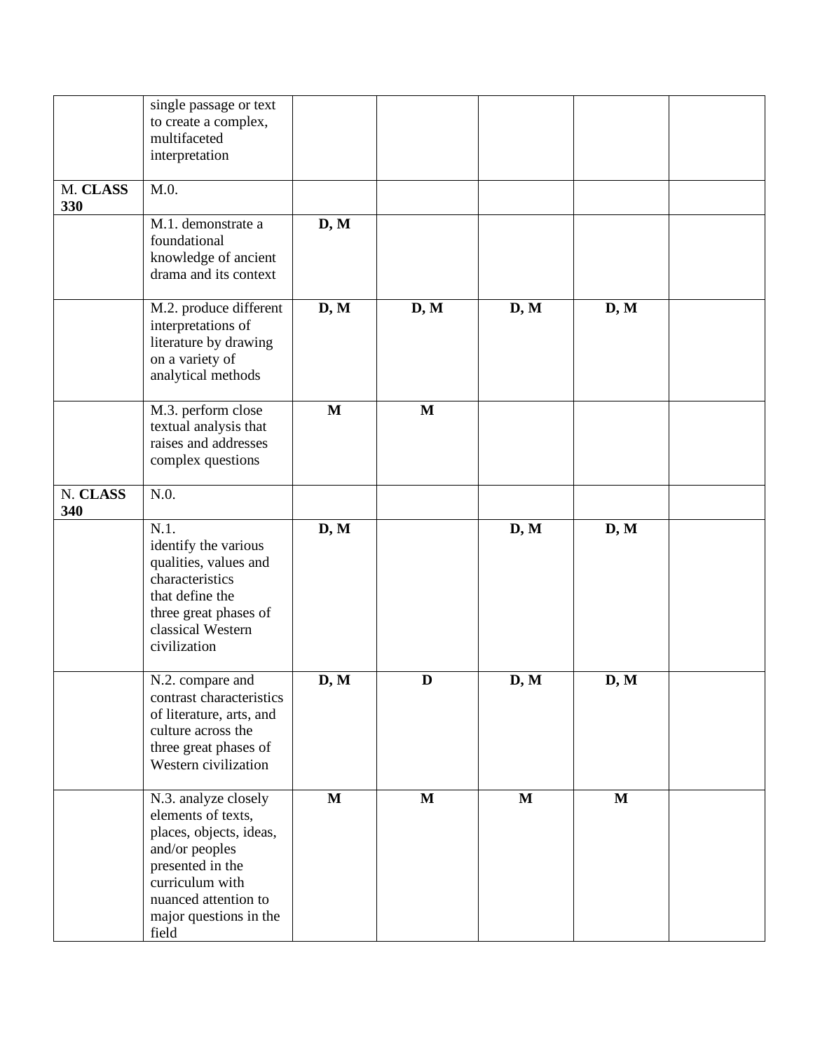| | | | | | | |
|---|---|---|---|---|---|---|
| | single passage or text to create a complex, multifaceted interpretation | | | | | |
| M. **CLASS 330** | M.0. | | | | | |
| | M.1. demonstrate a foundational knowledge of ancient drama and its context | **D, M** | | | | |
| | M.2. produce different interpretations of literature by drawing on a variety of analytical methods | **D, M** | **D, M** | **D, M** | **D, M** | |
| | M.3. perform close textual analysis that raises and addresses complex questions | **M** | **M** | | | |
| N. **CLASS 340** | N.0. | | | | | |
| | N.1. identify the various qualities, values and characteristics that define the three great phases of classical Western civilization | **D, M** | | **D, M** | **D, M** | |
| | N.2. compare and contrast characteristics of literature, arts, and culture across the three great phases of Western civilization | **D, M** | **D** | **D, M** | **D, M** | |
| | N.3. analyze closely elements of texts, places, objects, ideas, and/or peoples presented in the curriculum with nuanced attention to major questions in the field | **M** | **M** | **M** | **M** | |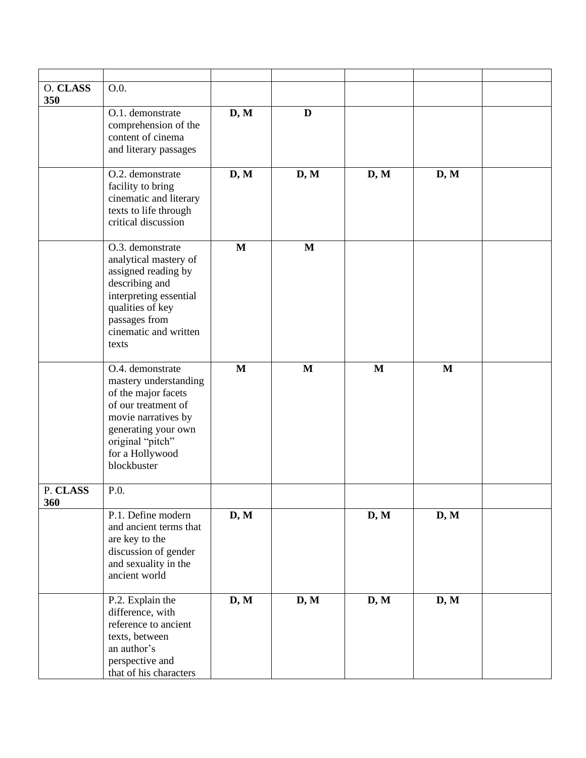| | | | | | | |
|---|---|---|---|---|---|---|
| O. **CLASS 350** | O.0. | | | | | |
| | O.1. demonstrate comprehension of the content of cinema and literary passages | **D, M** | **D** | | | |
| | O.2. demonstrate facility to bring cinematic and literary texts to life through critical discussion | **D, M** | **D, M** | **D, M** | **D, M** | |
| | O.3. demonstrate analytical mastery of assigned reading by describing and interpreting essential qualities of key passages from cinematic and written texts | **M** | **M** | | | |
| | O.4. demonstrate mastery understanding of the major facets of our treatment of movie narratives by generating your own original "pitch" for a Hollywood blockbuster | **M** | **M** | **M** | **M** | |
| P. **CLASS 360** | P.0. | | | | | |
| | P.1. Define modern and ancient terms that are key to the discussion of gender and sexuality in the ancient world | **D, M** | | **D, M** | **D, M** | |
| | P.2. Explain the difference, with reference to ancient texts, between an author's perspective and that of his characters | **D, M** | **D, M** | **D, M** | **D, M** | |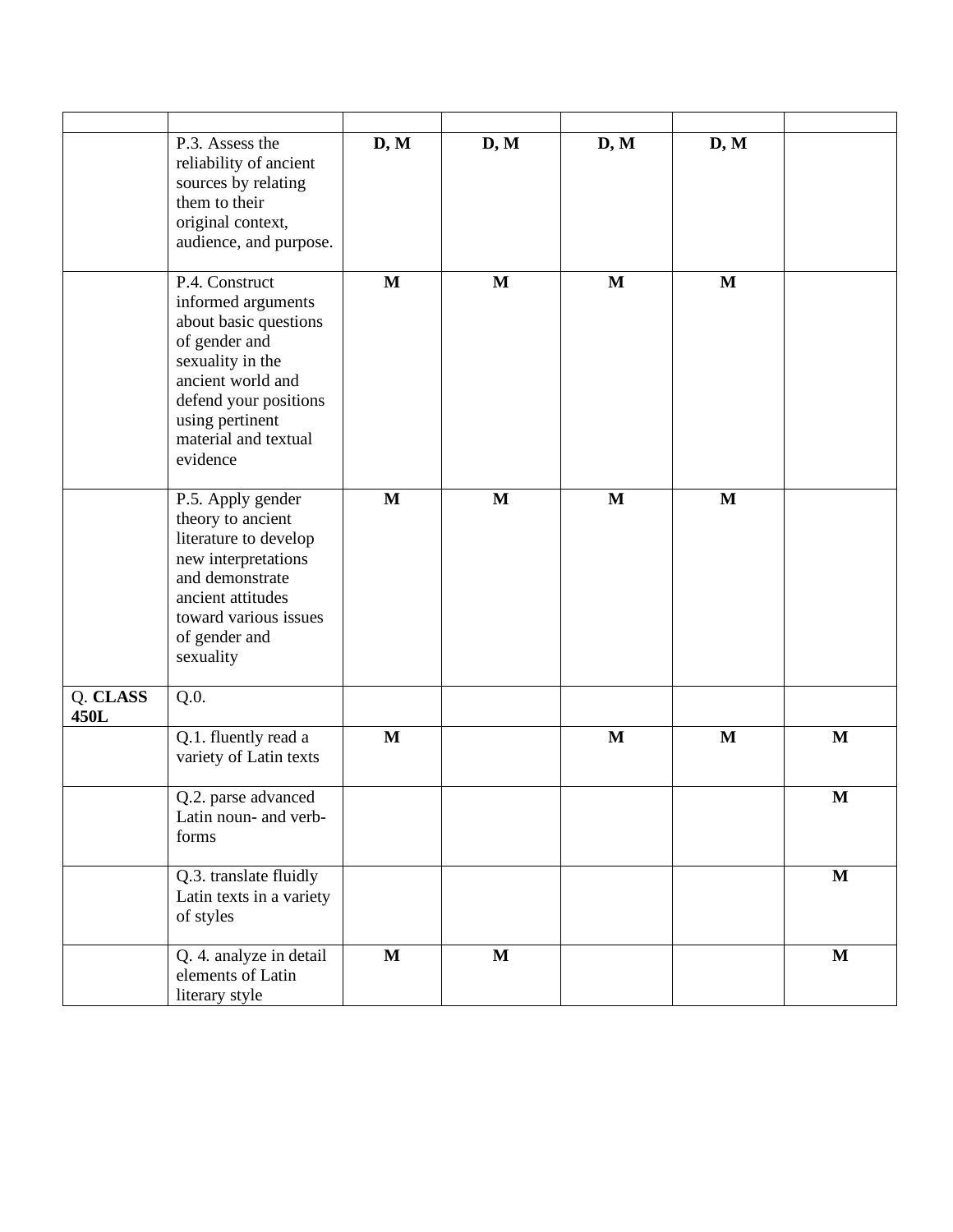| | | | | | | |
|---|---|---|---|---|---|---|
| | P.3. Assess the reliability of ancient sources by relating them to their original context, audience, and purpose. | **D, M** | **D, M** | **D, M** | **D, M** | |
| | P.4. Construct informed arguments about basic questions of gender and sexuality in the ancient world and defend your positions using pertinent material and textual evidence | **M** | **M** | **M** | **M** | |
| | P.5. Apply gender theory to ancient literature to develop new interpretations and demonstrate ancient attitudes toward various issues of gender and sexuality | **M** | **M** | **M** | **M** | |
| Q. **CLASS 450L** | Q.0. | | | | | |
| | Q.1. fluently read a variety of Latin texts | **M** | | **M** | **M** | **M** |
| | Q.2. parse advanced Latin noun- and verb-forms | | | | | **M** |
| | Q.3. translate fluidly Latin texts in a variety of styles | | | | | **M** |
| | Q. 4. analyze in detail elements of Latin literary style | **M** | **M** | | | **M** |